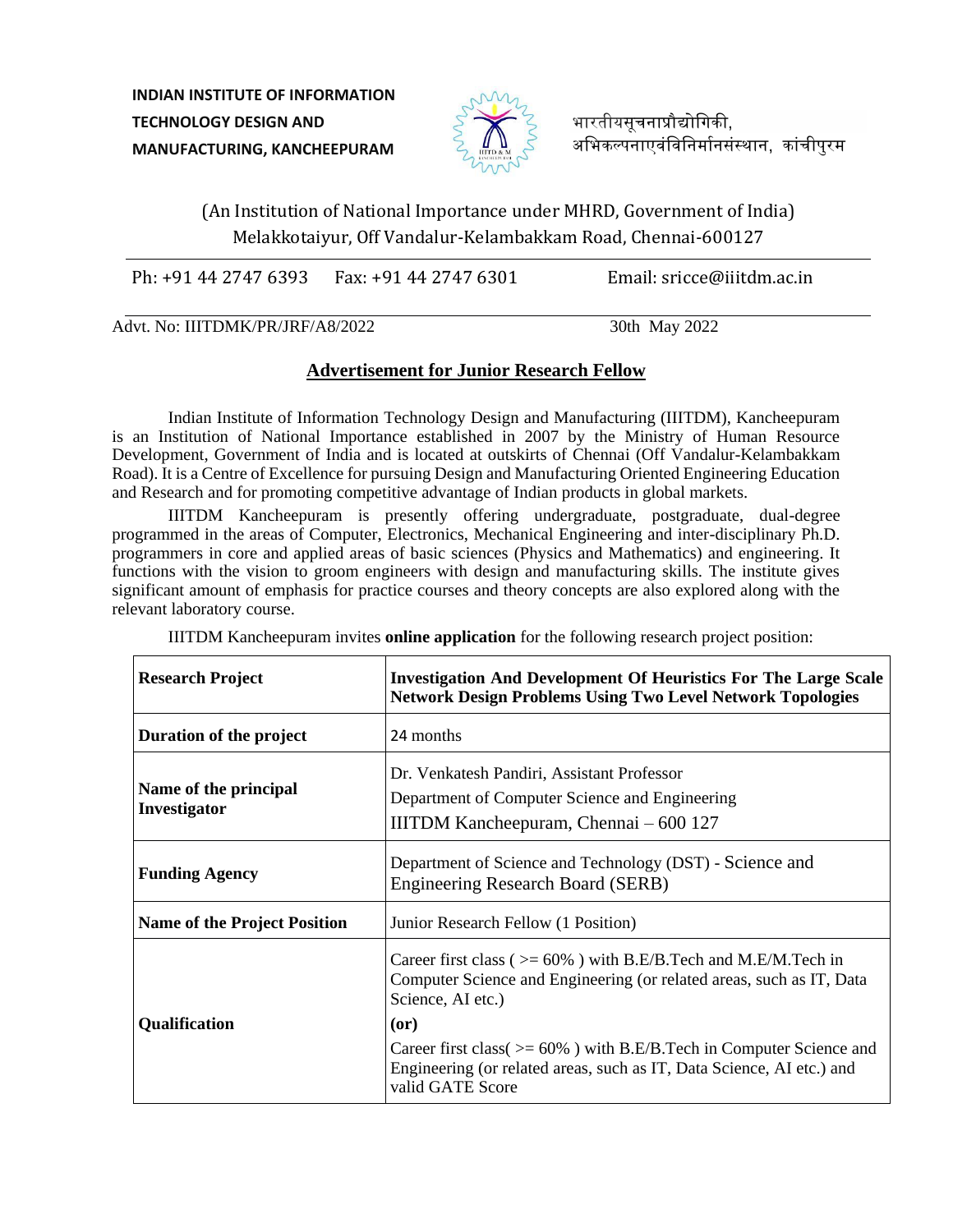**INDIAN INSTITUTE OF INFORMATION TECHNOLOGY DESIGN AND MANUFACTURING, KANCHEEPURAM**

भारतीयसूचनाप्रौद्योगिकी, अभिकल्पनाएवंविनिर्मानसंस्थान, कांचीपुरम

(An Institution of National Importance under MHRD, Government of India)
Melakkotaiyur, Off Vandalur-Kelambakkam Road, Chennai-600127

Ph: +91 44 2747 6393 Fax: +91 44 2747 6301 Email: sricce@iiitdm.ac.in

Advt. No: IIITDMK/PR/JRF/A8/2022 30th May 2022

## Advertisement for Junior Research Fellow

Indian Institute of Information Technology Design and Manufacturing (IIITDM), Kancheepuram is an Institution of National Importance established in 2007 by the Ministry of Human Resource Development, Government of India and is located at outskirts of Chennai (Off Vandalur-Kelambakkam Road). It is a Centre of Excellence for pursuing Design and Manufacturing Oriented Engineering Education and Research and for promoting competitive advantage of Indian products in global markets.

IIITDM Kancheepuram is presently offering undergraduate, postgraduate, dual-degree programmed in the areas of Computer, Electronics, Mechanical Engineering and inter-disciplinary Ph.D. programmers in core and applied areas of basic sciences (Physics and Mathematics) and engineering. It functions with the vision to groom engineers with design and manufacturing skills. The institute gives significant amount of emphasis for practice courses and theory concepts are also explored along with the relevant laboratory course.

IIITDM Kancheepuram invites **online application** for the following research project position:

| **Research Project** | **Investigation And Development Of Heuristics For The Large Scale Network Design Problems Using Two Level Network Topologies** |
|---|---|
| **Duration of the project** | 24 months |
| **Name of the principal Investigator** | Dr. Venkatesh Pandiri, Assistant Professor<br>Department of Computer Science and Engineering<br>IIITDM Kancheepuram, Chennai – 600 127 |
| **Funding Agency** | Department of Science and Technology (DST) - Science and Engineering Research Board (SERB) |
| **Name of the Project Position** | Junior Research Fellow (1 Position) |
| **Qualification** | Career first class ( >= 60% ) with B.E/B.Tech and M.E/M.Tech in Computer Science and Engineering (or related areas, such as IT, Data Science, AI etc.)<br>**(or)**<br>Career first class( >= 60% ) with B.E/B.Tech in Computer Science and Engineering (or related areas, such as IT, Data Science, AI etc.) and valid GATE Score |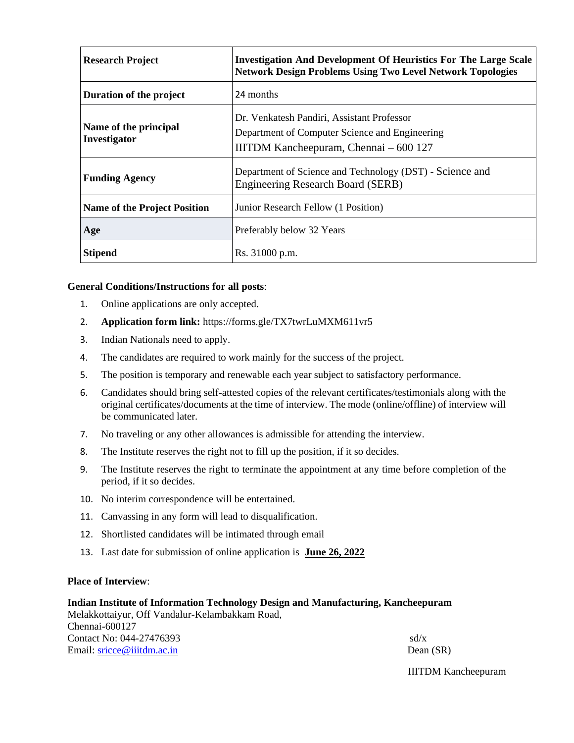| | |
|---|---|
| **Research Project** | **Investigation And Development Of Heuristics For The Large Scale Network Design Problems Using Two Level Network Topologies** |
| **Duration of the project** | 24 months |
| **Name of the principal Investigator** | Dr. Venkatesh Pandiri, Assistant Professor<br>Department of Computer Science and Engineering<br>IIITDM Kancheepuram, Chennai – 600 127 |
| **Funding Agency** | Department of Science and Technology (DST) - Science and Engineering Research Board (SERB) |
| **Name of the Project Position** | Junior Research Fellow (1 Position) |
| **Age** | Preferably below 32 Years |
| **Stipend** | Rs. 31000 p.m. |

**General Conditions/Instructions for all posts**:

1. Online applications are only accepted.
2. **Application form link:** https://forms.gle/TX7twrLuMXM611vr5
3. Indian Nationals need to apply.
4. The candidates are required to work mainly for the success of the project.
5. The position is temporary and renewable each year subject to satisfactory performance.
6. Candidates should bring self-attested copies of the relevant certificates/testimonials along with the original certificates/documents at the time of interview. The mode (online/offline) of interview will be communicated later.
7. No traveling or any other allowances is admissible for attending the interview.
8. The Institute reserves the right not to fill up the position, if it so decides.
9. The Institute reserves the right to terminate the appointment at any time before completion of the period, if it so decides.
10. No interim correspondence will be entertained.
11. Canvassing in any form will lead to disqualification.
12. Shortlisted candidates will be intimated through email
13. Last date for submission of online application is **June 26, 2022**

**Place of Interview**:

**Indian Institute of Information Technology Design and Manufacturing, Kancheepuram**
Melakkottaiyur, Off Vandalur-Kelambakkam Road,
Chennai-600127
Contact No: 044-27476393
Email: sricce@iiitdm.ac.in

sd/x
Dean (SR)

IIITDM Kancheepuram